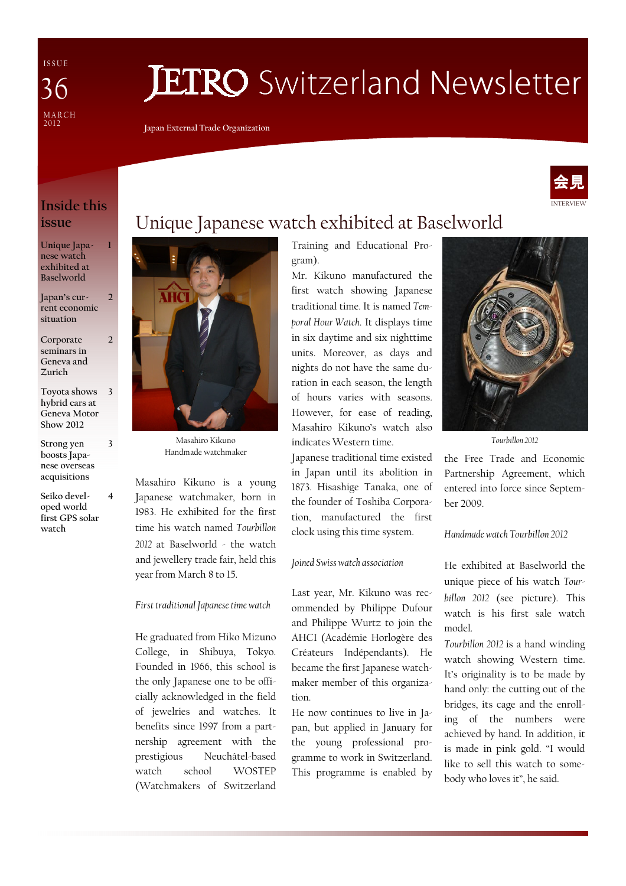ISSUE 36
MARCH 2012

# JETRO Switzerland Newsletter

Japan External Trade Organization

## Inside this issue

| | |
|---|---|
| Unique Japanese watch exhibited at Baselworld | 1 |
| Japan's current economic situation | 2 |
| Corporate seminars in Geneva and Zurich | 2 |
| Toyota shows hybrid cars at Geneva Motor Show 2012 | 3 |
| Strong yen boosts Japanese overseas acquisitions | 3 |
| Seiko developed world first GPS solar watch | 4 |

会見
INTERVIEW

# Unique Japanese watch exhibited at Baselworld

Masahiro Kikuno
Handmade watchmaker

Masahiro Kikuno is a young Japanese watchmaker, born in 1983. He exhibited for the first time his watch named *Tourbillon 2012* at Baselworld - the watch and jewellery trade fair, held this year from March 8 to 15.

### *First traditional Japanese time watch*

He graduated from Hiko Mizuno College, in Shibuya, Tokyo. Founded in 1966, this school is the only Japanese one to be officially acknowledged in the field of jewelries and watches. It benefits since 1997 from a partnership agreement with the prestigious Neuchâtel-based watch school WOSTEP (Watchmakers of Switzerland Training and Educational Program).

Mr. Kikuno manufactured the first watch showing Japanese traditional time. It is named *Temporal Hour Watch*. It displays time in six daytime and six nighttime units. Moreover, as days and nights do not have the same duration in each season, the length of hours varies with seasons. However, for ease of reading, Masahiro Kikuno's watch also indicates Western time.

Japanese traditional time existed in Japan until its abolition in 1873. Hisashige Tanaka, one of the founder of Toshiba Corporation, manufactured the first clock using this time system.

### *Joined Swiss watch association*

Last year, Mr. Kikuno was recommended by Philippe Dufour and Philippe Wurtz to join the AHCI (Académie Horlogère des Créateurs Indépendants). He became the first Japanese watchmaker member of this organization.

He now continues to live in Japan, but applied in January for the young professional programme to work in Switzerland. This programme is enabled by the Free Trade and Economic Partnership Agreement, which entered into force since September 2009.

Tourbillon 2012

### *Handmade watch Tourbillon 2012*

He exhibited at Baselworld the unique piece of his watch *Tourbillon 2012* (see picture). This watch is his first sale watch model.

*Tourbillon 2012* is a hand winding watch showing Western time. It's originality is to be made by hand only: the cutting out of the bridges, its cage and the enrolling of the numbers were achieved by hand. In addition, it is made in pink gold. "I would like to sell this watch to somebody who loves it", he said.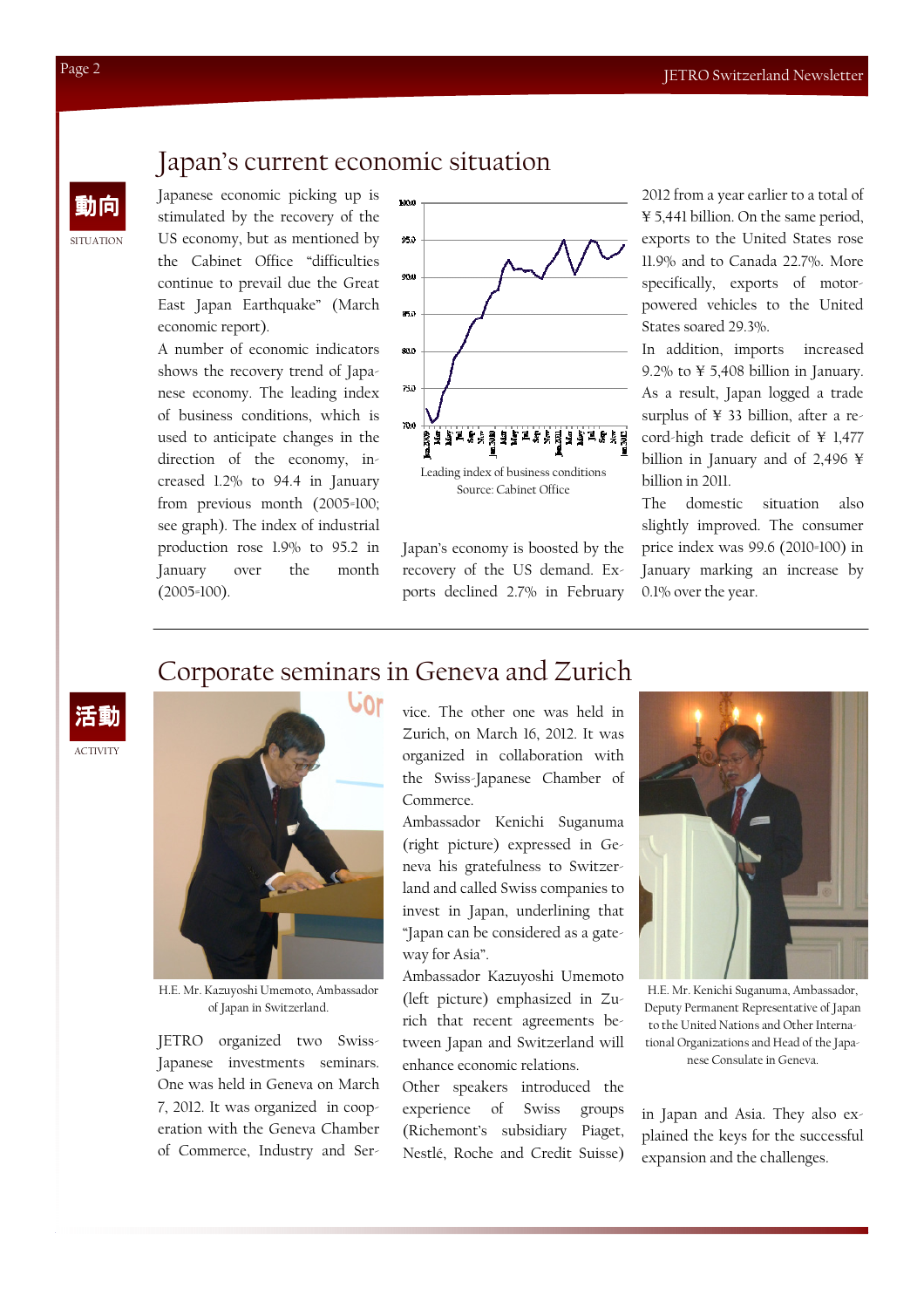# Japan's current economic situation

動向
SITUATION

Japanese economic picking up is stimulated by the recovery of the US economy, but as mentioned by the Cabinet Office "difficulties continue to prevail due the Great East Japan Earthquake" (March economic report).

A number of economic indicators shows the recovery trend of Japanese economy. The leading index of business conditions, which is used to anticipate changes in the direction of the economy, increased 1.2% to 94.4 in January from previous month (2005=100; see graph). The index of industrial production rose 1.9% to 95.2 in January over the month (2005=100).

Leading index of business conditions
Source: Cabinet Office

Japan's economy is boosted by the recovery of the US demand. Exports declined 2.7% in February 2012 from a year earlier to a total of ¥ 5,441 billion. On the same period, exports to the United States rose 11.9% and to Canada 22.7%. More specifically, exports of motor-powered vehicles to the United States soared 29.3%.

In addition, imports increased 9.2% to ¥ 5,408 billion in January. As a result, Japan logged a trade surplus of ¥ 33 billion, after a record-high trade deficit of ¥ 1,477 billion in January and of 2,496 ¥ billion in 2011.

The domestic situation also slightly improved. The consumer price index was 99.6 (2010=100) in January marking an increase by 0.1% over the year.

# Corporate seminars in Geneva and Zurich

活動
ACTIVITY

H.E. Mr. Kazuyoshi Umemoto, Ambassador of Japan in Switzerland.

JETRO organized two Swiss-Japanese investments seminars. One was held in Geneva on March 7, 2012. It was organized in cooperation with the Geneva Chamber of Commerce, Industry and Service. The other one was held in Zurich, on March 16, 2012. It was organized in collaboration with the Swiss-Japanese Chamber of Commerce.

Ambassador Kenichi Suganuma (right picture) expressed in Geneva his gratefulness to Switzerland and called Swiss companies to invest in Japan, underlining that "Japan can be considered as a gateway for Asia".

Ambassador Kazuyoshi Umemoto (left picture) emphasized in Zurich that recent agreements between Japan and Switzerland will enhance economic relations.

Other speakers introduced the experience of Swiss groups (Richemont's subsidiary Piaget, Nestlé, Roche and Credit Suisse) in Japan and Asia. They also explained the keys for the successful expansion and the challenges.

H.E. Mr. Kenichi Suganuma, Ambassador, Deputy Permanent Representative of Japan to the United Nations and Other International Organizations and Head of the Japanese Consulate in Geneva.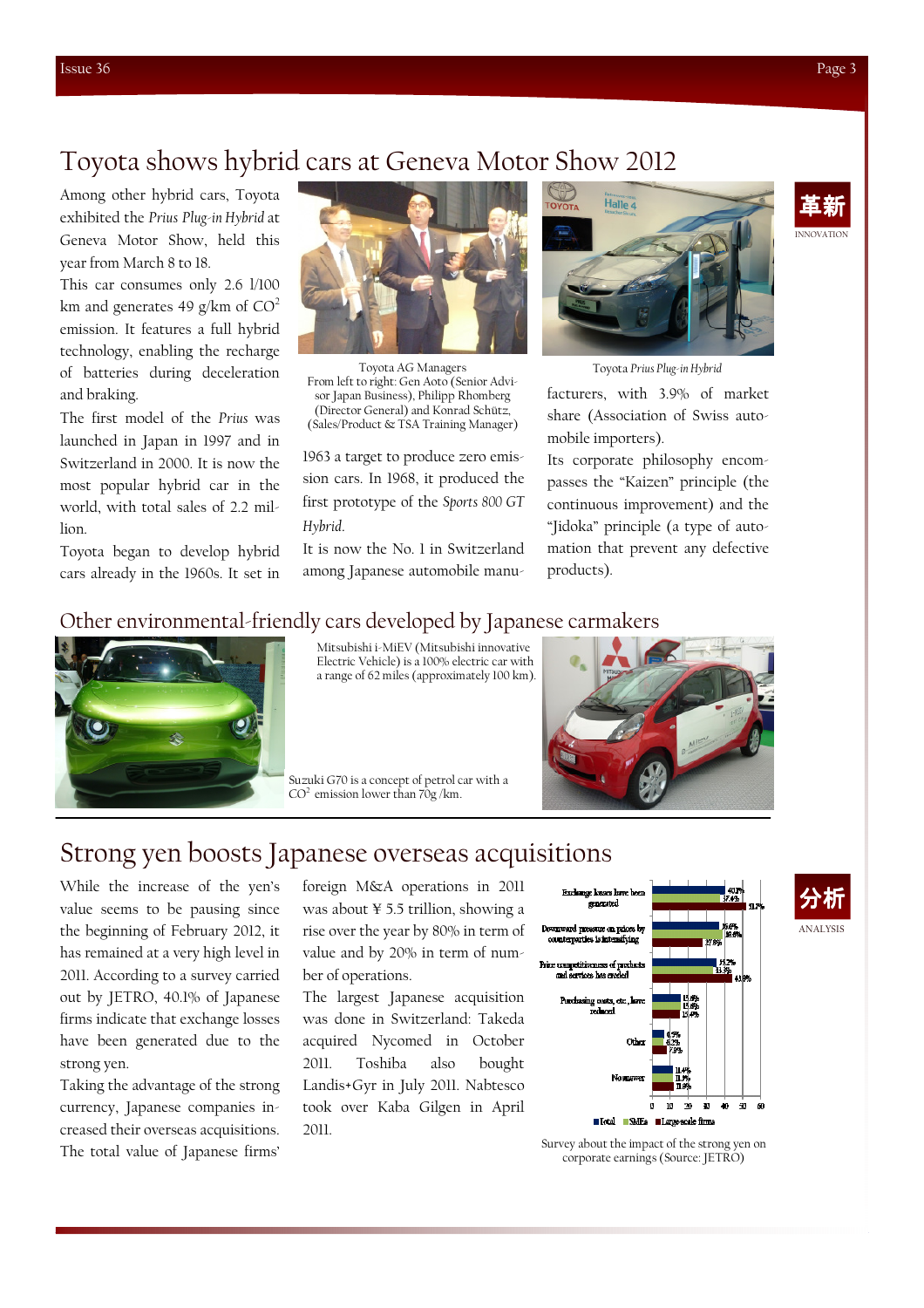# Toyota shows hybrid cars at Geneva Motor Show 2012

革新
INNOVATION

Among other hybrid cars, Toyota exhibited the *Prius Plug-in Hybrid* at Geneva Motor Show, held this year from March 8 to 18.

This car consumes only 2.6 l/100 km and generates 49 g/km of $CO^2$ emission. It features a full hybrid technology, enabling the recharge of batteries during deceleration and braking.

The first model of the *Prius* was launched in Japan in 1997 and in Switzerland in 2000. It is now the most popular hybrid car in the world, with total sales of 2.2 million.

Toyota began to develop hybrid cars already in the 1960s. It set in 1963 a target to produce zero emission cars. In 1968, it produced the first prototype of the *Sports 800 GT Hybrid*.

It is now the No. 1 in Switzerland among Japanese automobile manufacturers, with 3.9% of market share (Association of Swiss automobile importers).

Its corporate philosophy encompasses the "Kaizen" principle (the continuous improvement) and the "Jidoka" principle (a type of automation that prevent any defective products).

Toyota AG Managers
From left to right: Gen Aoto (Senior Advisor Japan Business), Philipp Rhomberg (Director General) and Konrad Schütz, (Sales/Product & TSA Training Manager)

Toyota *Prius Plug-in Hybrid*

## Other environmental-friendly cars developed by Japanese carmakers

Mitsubishi i-MiEV (Mitsubishi innovative Electric Vehicle) is a 100% electric car with a range of 62 miles (approximately 100 km).

Suzuki G70 is a concept of petrol car with a $CO^2$ emission lower than 70g /km.

# Strong yen boosts Japanese overseas acquisitions

分析
ANALYSIS

While the increase of the yen's value seems to be pausing since the beginning of February 2012, it has remained at a very high level in 2011. According to a survey carried out by JETRO, 40.1% of Japanese firms indicate that exchange losses have been generated due to the strong yen.

Taking the advantage of the strong currency, Japanese companies increased their overseas acquisitions. The total value of Japanese firms' foreign M&A operations in 2011 was about ¥ 5.5 trillion, showing a rise over the year by 80% in term of value and by 20% in term of number of operations.

The largest Japanese acquisition was done in Switzerland: Takeda acquired Nycomed in October 2011. Toshiba also bought Landis+Gyr in July 2011. Nabtesco took over Kaba Gilgen in April 2011.

| | Total | SMEs | Large-scale firms |
|---|---|---|---|
| Exchange losses have been generated | 40.1% | 37.4% | 51.7% |
| Downward pressure on prices by counterparties is intensifying | 35.6% | 38.8% | 27.8% |
| Price competitiveness of products and services has eroded | 35.2% | 33.3% | 43.8% |
| Purchasing costs, etc., have reduced | 15.6% | 15.6% | 15.4% |
| Other | 6.5% | 6.2% | 7.9% |
| No answer | 11.4% | 11.3% | 11.9% |

Survey about the impact of the strong yen on corporate earnings (Source: JETRO)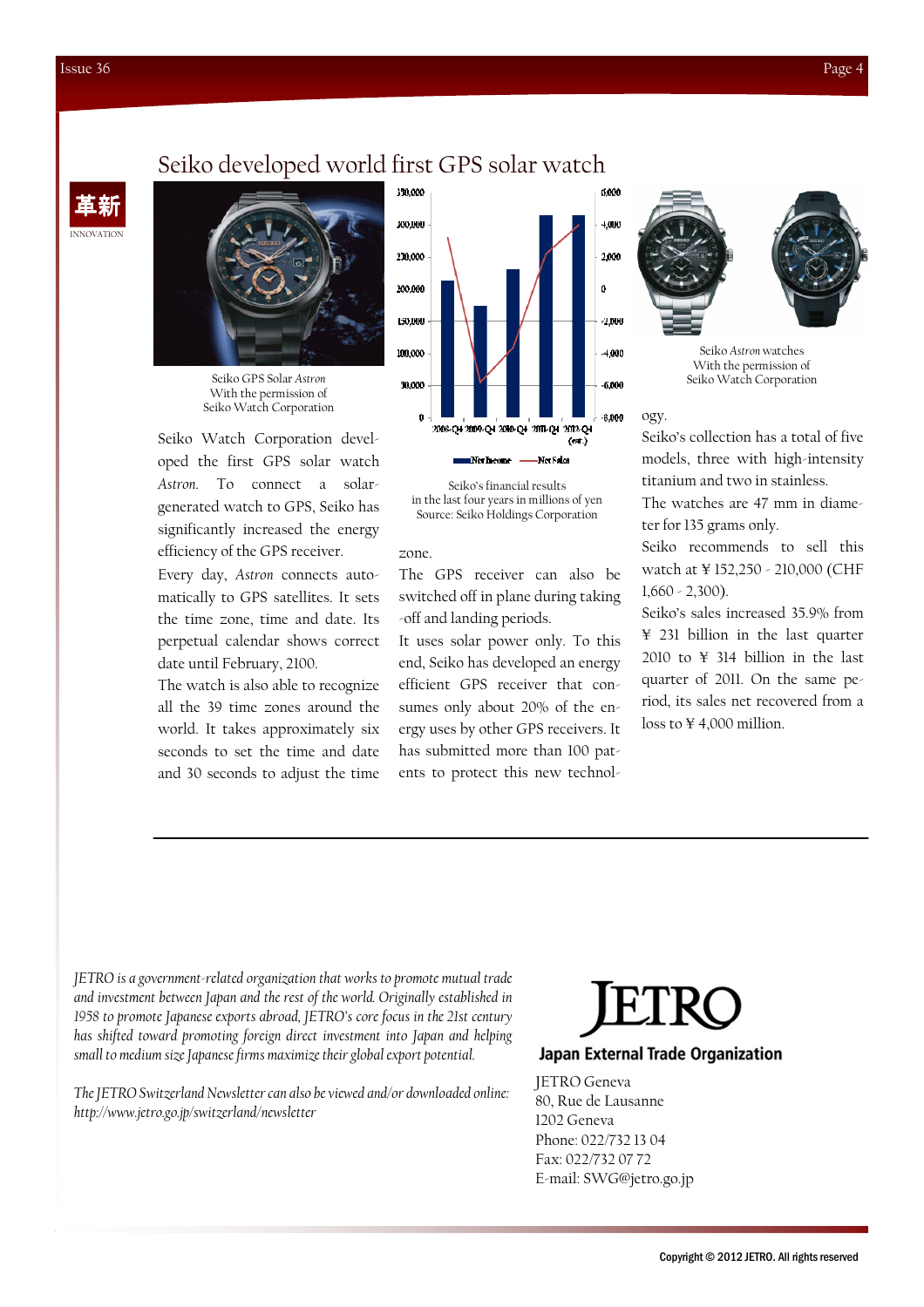革新

INNOVATION

# Seiko developed world first GPS solar watch

Seiko GPS Solar *Astron*
With the permission of
Seiko Watch Corporation

350,000
300,000
250,000
200,000
150,000
100,000
50,000
0

6,000
4,000
2,000
0
-2,000
-4,000
-6,000
-8,000

2008-Q4 2009-Q4 2010-Q4 2011-Q4 2012-Q4 (est.)

Net Income — Net Sales

Seiko's financial results
in the last four years in millions of yen
Source: Seiko Holdings Corporation

Seiko *Astron* watches
With the permission of
Seiko Watch Corporation

Seiko Watch Corporation developed the first GPS solar watch *Astron*. To connect a solar-generated watch to GPS, Seiko has significantly increased the energy efficiency of the GPS receiver.

Every day, *Astron* connects automatically to GPS satellites. It sets the time zone, time and date. Its perpetual calendar shows correct date until February, 2100.

The watch is also able to recognize all the 39 time zones around the world. It takes approximately six seconds to set the time and date and 30 seconds to adjust the time zone.

The GPS receiver can also be switched off in plane during taking-off and landing periods.

It uses solar power only. To this end, Seiko has developed an energy efficient GPS receiver that consumes only about 20% of the energy uses by other GPS receivers. It has submitted more than 100 patents to protect this new technology.

Seiko's collection has a total of five models, three with high-intensity titanium and two in stainless.

The watches are 47 mm in diameter for 135 grams only.

Seiko recommends to sell this watch at ¥ 152,250 - 210,000 (CHF 1,660 - 2,300).

Seiko's sales increased 35.9% from ¥ 231 billion in the last quarter 2010 to ¥ 314 billion in the last quarter of 2011. On the same period, its sales net recovered from a loss to ¥ 4,000 million.

---

*JETRO is a government-related organization that works to promote mutual trade and investment between Japan and the rest of the world. Originally established in 1958 to promote Japanese exports abroad, JETRO's core focus in the 21st century has shifted toward promoting foreign direct investment into Japan and helping small to medium size Japanese firms maximize their global export potential.*

*The JETRO Switzerland Newsletter can also be viewed and/or downloaded online: http://www.jetro.go.jp/switzerland/newsletter*

JETRO
Japan External Trade Organization

JETRO Geneva
80, Rue de Lausanne
1202 Geneva
Phone: 022/732 13 04
Fax: 022/732 07 72
E-mail: SWG@jetro.go.jp

Copyright © 2012 JETRO. All rights reserved